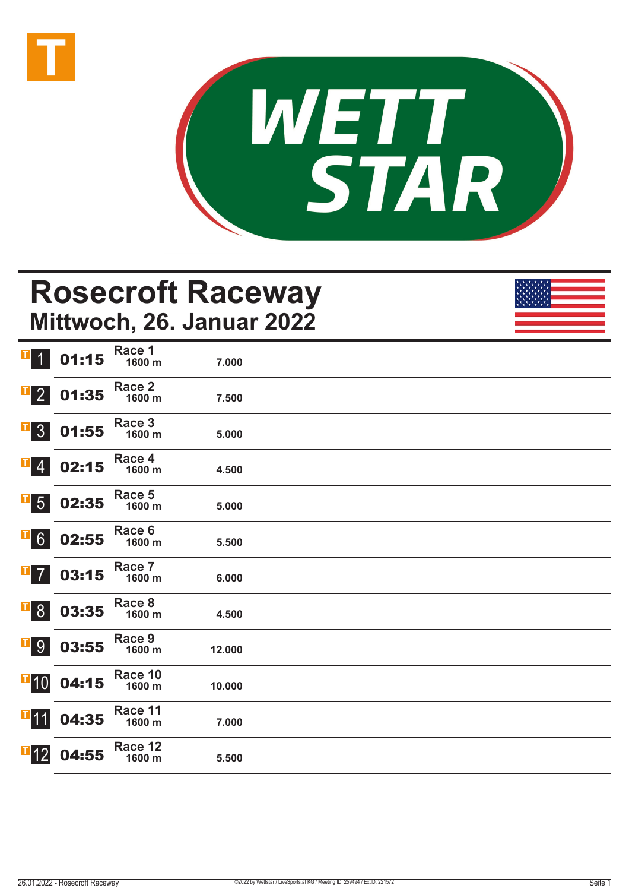WETT STAR

# Rosecroft Raceway

## Mittwoch, 26. Januar 2022

| | Zeit | Rennen | Distanz | Preisgeld |
|---|---|---|---|---|
| 1 | 01:15 | Race 1 | 1600 m | 7.000 |
| 2 | 01:35 | Race 2 | 1600 m | 7.500 |
| 3 | 01:55 | Race 3 | 1600 m | 5.000 |
| 4 | 02:15 | Race 4 | 1600 m | 4.500 |
| 5 | 02:35 | Race 5 | 1600 m | 5.000 |
| 6 | 02:55 | Race 6 | 1600 m | 5.500 |
| 7 | 03:15 | Race 7 | 1600 m | 6.000 |
| 8 | 03:35 | Race 8 | 1600 m | 4.500 |
| 9 | 03:55 | Race 9 | 1600 m | 12.000 |
| 10 | 04:15 | Race 10 | 1600 m | 10.000 |
| 11 | 04:35 | Race 11 | 1600 m | 7.000 |
| 12 | 04:55 | Race 12 | 1600 m | 5.500 |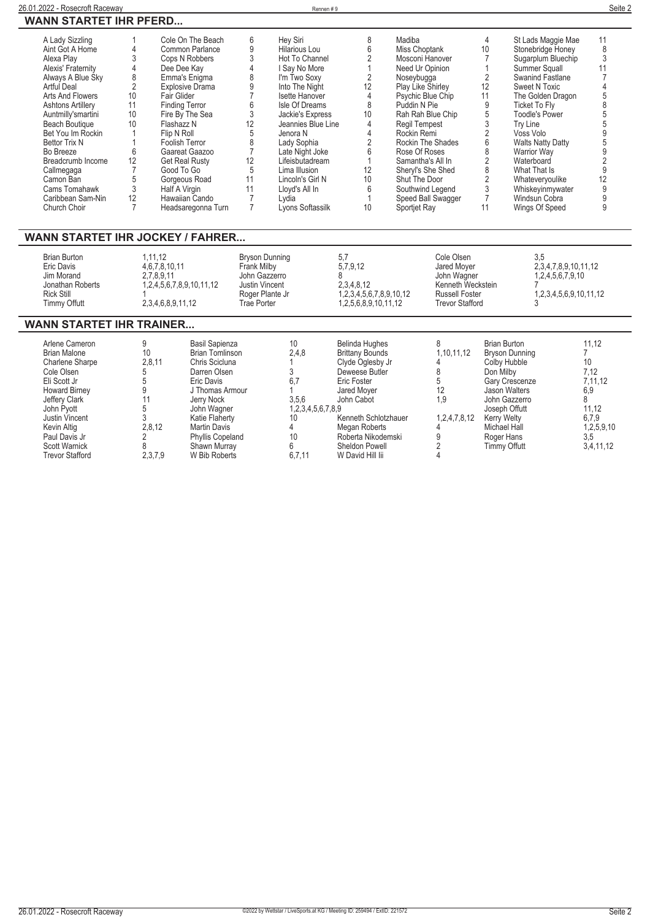## WANN STARTET IHR PFERD...

| Pferd | Rennen | Pferd | Rennen | Pferd | Rennen | Pferd | Rennen | Pferd | Rennen |
|---|---|---|---|---|---|---|---|---|---|
| A Lady Sizzling | 1 | Cole On The Beach | 6 | Hey Siri | 8 | Madiba | 4 | St Lads Maggie Mae | 11 |
| Aint Got A Home | 4 | Common Parlance | 9 | Hilarious Lou | 6 | Miss Choptank | 10 | Stonebridge Honey | 8 |
| Alexa Play | 3 | Cops N Robbers | 3 | Hot To Channel | 2 | Mosconi Hanover | 7 | Sugarplum Bluechip | 3 |
| Alexis' Fraternity | 4 | Dee Dee Kay | 4 | I Say No More | 1 | Need Ur Opinion | 1 | Summer Squall | 11 |
| Always A Blue Sky | 8 | Emma's Enigma | 8 | I'm Two Soxy | 2 | Noseybugga | 2 | Swanind Fastlane | 7 |
| Artful Deal | 2 | Explosive Drama | 9 | Into The Night | 12 | Play Like Shirley | 12 | Sweet N Toxic | 4 |
| Arts And Flowers | 10 | Fair Glider | 7 | Isette Hanover | 4 | Psychic Blue Chip | 11 | The Golden Dragon | 5 |
| Ashtons Artillery | 11 | Finding Terror | 6 | Isle Of Dreams | 8 | Puddin N Pie | 9 | Ticket To Fly | 8 |
| Auntmilly'smartini | 10 | Fire By The Sea | 3 | Jackie's Express | 10 | Rah Rah Blue Chip | 5 | Toodle's Power | 5 |
| Beach Boutique | 10 | Flashazz N | 12 | Jeannies Blue Line | 4 | Regil Tempest | 3 | Try Line | 5 |
| Bet You Im Rockin | 1 | Flip N Roll | 5 | Jenora N | 4 | Rockin Remi | 2 | Voss Volo | 9 |
| Bettor Trix N | 1 | Foolish Terror | 8 | Lady Sophia | 2 | Rockin The Shades | 6 | Walts Natty Datty | 5 |
| Bo Breeze | 6 | Gaareat Gaazoo | 7 | Late Night Joke | 6 | Rose Of Roses | 8 | Warrior Way | 9 |
| Breadcrumb Income | 12 | Get Real Rusty | 12 | Lifeisbutadream | 1 | Samantha's All In | 2 | Waterboard | 2 |
| Callmegaga | 7 | Good To Go | 5 | Lima Illusion | 12 | Sheryl's She Shed | 8 | What That Is | 9 |
| Camon Ban | 5 | Gorgeous Road | 11 | Lincoln's Girl N | 10 | Shut The Door | 2 | Whateveryoulike | 12 |
| Cams Tomahawk | 3 | Half A Virgin | 11 | Lloyd's All In | 6 | Southwind Legend | 3 | Whiskeyinmywater | 9 |
| Caribbean Sam-Nin | 12 | Hawaiian Cando | 7 | Lydia | 1 | Speed Ball Swagger | 7 | Windsun Cobra | 9 |
| Church Choir | 7 | Headsaregonna Turn | 7 | Lyons Softassilk | 10 | Sportjet Ray | 11 | Wings Of Speed | 9 |

## WANN STARTET IHR JOCKEY / FAHRER...

| Fahrer | Rennen | Fahrer | Rennen | Fahrer | Rennen |
|---|---|---|---|---|---|
| Brian Burton | 1,11,12 | Bryson Dunning | 5,7 | Cole Olsen | 3,5 |
| Eric Davis | 4,6,7,8,10,11 | Frank Milby | 5,7,9,12 | Jared Moyer | 2,3,4,7,8,9,10,11,12 |
| Jim Morand | 2,7,8,9,11 | John Gazzerro | 8 | John Wagner | 1,2,4,5,6,7,9,10 |
| Jonathan Roberts | 1,2,4,5,6,7,8,9,10,11,12 | Justin Vincent | 2,3,4,8,12 | Kenneth Weckstein | 7 |
| Rick Still | 1 | Roger Plante Jr | 1,2,3,4,5,6,7,8,9,10,12 | Russell Foster | 1,2,3,4,5,6,9,10,11,12 |
| Timmy Offutt | 2,3,4,6,8,9,11,12 | Trae Porter | 1,2,5,6,8,9,10,11,12 | Trevor Stafford | 3 |

## WANN STARTET IHR TRAINER...

| Trainer | Rennen | Trainer | Rennen | Trainer | Rennen | Trainer | Rennen |
|---|---|---|---|---|---|---|---|
| Arlene Cameron | 9 | Basil Sapienza | 10 | Belinda Hughes | 8 | Brian Burton | 11,12 |
| Brian Malone | 10 | Brian Tomlinson | 2,4,8 | Brittany Bounds | 1,10,11,12 | Bryson Dunning | 7 |
| Charlene Sharpe | 2,8,11 | Chris Scicluna | 1 | Clyde Oglesby Jr | 4 | Colby Hubble | 10 |
| Cole Olsen | 5 | Darren Olsen | 3 | Deweese Butler | 8 | Don Milby | 7,12 |
| Eli Scott Jr | 5 | Eric Davis | 6,7 | Eric Foster | 5 | Gary Crescenze | 7,11,12 |
| Howard Birney | 9 | J Thomas Armour | 1 | Jared Moyer | 12 | Jason Walters | 6,9 |
| Jeffery Clark | 11 | Jerry Nock | 3,5,6 | John Cabot | 1,9 | John Gazzerro | 8 |
| John Pyott | 5 | John Wagner | 1,2,3,4,5,6,7,8,9 | | | Joseph Offutt | 11,12 |
| Justin Vincent | 3 | Katie Flaherty | 10 | Kenneth Schlotzhauer | 1,2,4,7,8,12 | Kerry Welty | 6,7,9 |
| Kevin Altig | 2,8,12 | Martin Davis | 4 | Megan Roberts | 4 | Michael Hall | 1,2,5,9,10 |
| Paul Davis Jr | 2 | Phyllis Copeland | 10 | Roberta Nikodemski | 9 | Roger Hans | 3,5 |
| Scott Warnick | 8 | Shawn Murray | 6 | Sheldon Powell | 2 | Timmy Offutt | 3,4,11,12 |
| Trevor Stafford | 2,3,7,9 | W Bib Roberts | 6,7,11 | W David Hill Iii | 4 | | |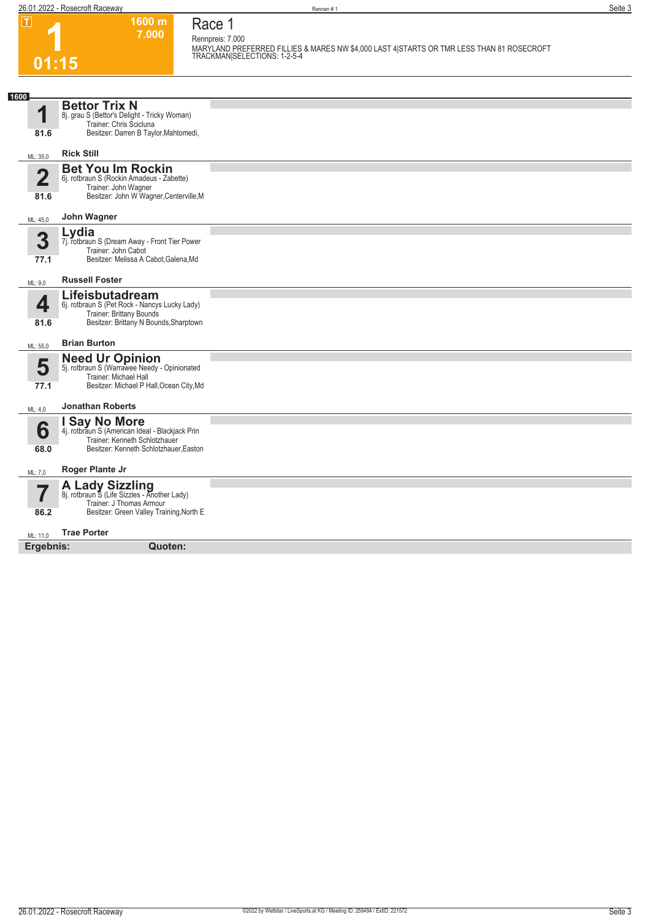**T**

# 1

**1600 m**
**7.000**

**01:15**

## Race 1

Rennpreis: 7.000

MARYLAND PREFERRED FILLIES & MARES NW $4,000 LAST 4|STARTS OR TMR LESS THAN 81 ROSECROFT TRACKMAN|SELECTIONS: 1-2-5-4

**1600**

| Nr. | Pferd | Angaben |
|---|---|---|
| **1** (81.6, ML: 35,0) | **Bettor Trix N** | 8j. grau S (Bettor's Delight - Tricky Woman)<br>Trainer: Chris Scicluna<br>Besitzer: Darren B Taylor,Mahtomedi,<br>**Rick Still** |
| **2** (81.6, ML: 45,0) | **Bet You Im Rockin** | 6j. rotbraun S (Rockin Amadeus - Zabette)<br>Trainer: John Wagner<br>Besitzer: John W Wagner,Centerville,M<br>**John Wagner** |
| **3** (77.1, ML: 9,0) | **Lydia** | 7j. rotbraun S (Dream Away - Front Tier Power<br>Trainer: John Cabot<br>Besitzer: Melissa A Cabot,Galena,Md<br>**Russell Foster** |
| **4** (81.6, ML: 55,0) | **Lifeisbutadream** | 6j. rotbraun S (Pet Rock - Nancys Lucky Lady)<br>Trainer: Brittany Bounds<br>Besitzer: Brittany N Bounds,Sharptown<br>**Brian Burton** |
| **5** (77.1, ML: 4,0) | **Need Ur Opinion** | 5j. rotbraun S (Warrawee Needy - Opinionated<br>Trainer: Michael Hall<br>Besitzer: Michael P Hall,Ocean City,Md<br>**Jonathan Roberts** |
| **6** (68.0, ML: 7,0) | **I Say No More** | 4j. rotbraun S (American Ideal - Blackjack Prin<br>Trainer: Kenneth Schlotzhauer<br>Besitzer: Kenneth Schlotzhauer,Easton<br>**Roger Plante Jr** |
| **7** (86.2, ML: 11,0) | **A Lady Sizzling** | 8j. rotbraun S (Life Sizzles - Another Lady)<br>Trainer: J Thomas Armour<br>Besitzer: Green Valley Training,North E<br>**Trae Porter** |

**Ergebnis:** **Quoten:**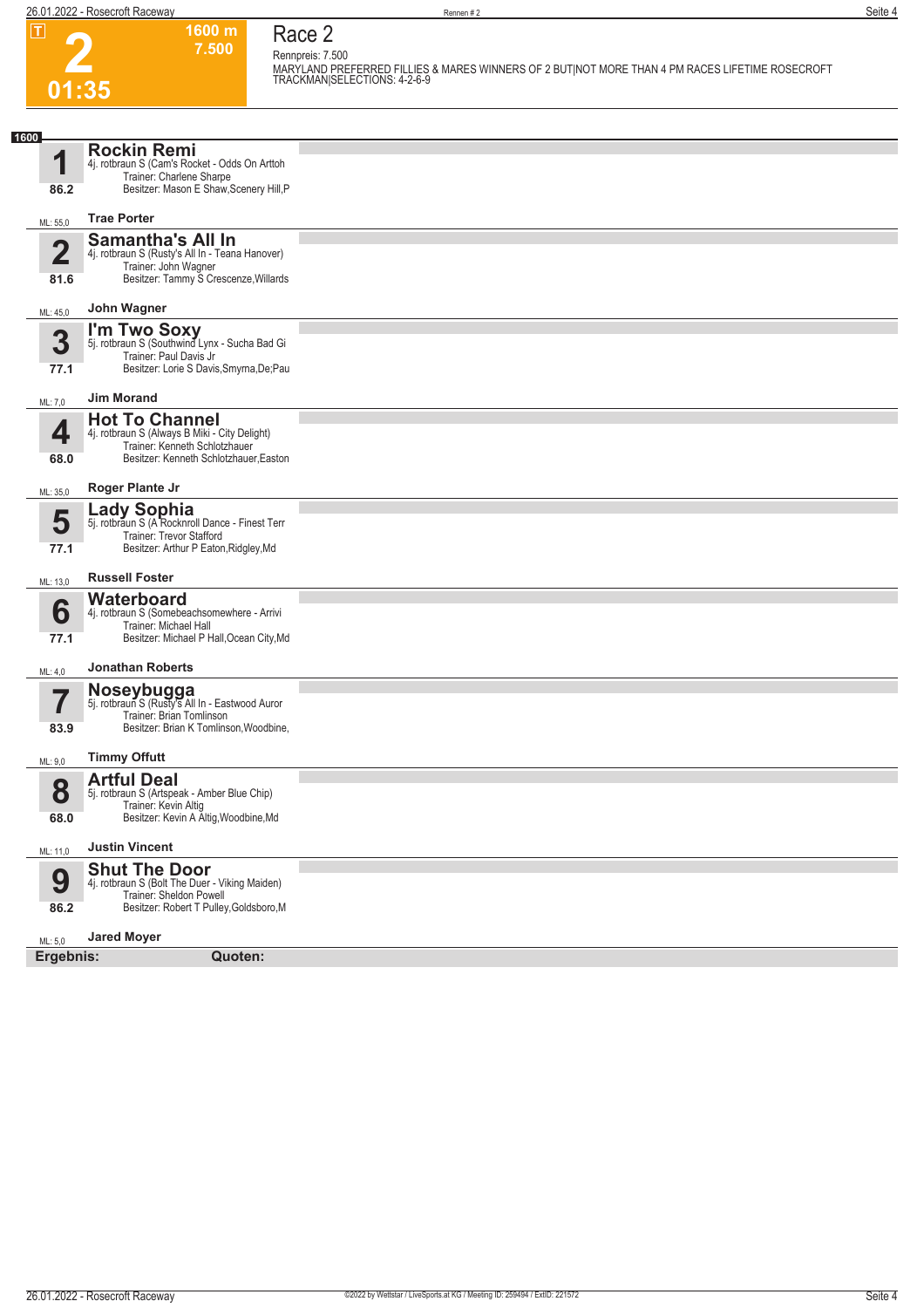# 2

**1600 m**
**7.500**

**01:35**

## Race 2

Rennpreis: 7.500

MARYLAND PREFERRED FILLIES & MARES WINNERS OF 2 BUT|NOT MORE THAN 4 PM RACES LIFETIME ROSECROFT TRACKMAN|SELECTIONS: 4-2-6-9

**1600**

**1** **Rockin Remi**
4j. rotbraun S (Cam's Rocket - Odds On Arttoh
Trainer: Charlene Sharpe
Besitzer: Mason E Shaw,Scenery Hill,P
86.2
ML: 55,0 **Trae Porter**

**2** **Samantha's All In**
4j. rotbraun S (Rusty's All In - Teana Hanover)
Trainer: John Wagner
Besitzer: Tammy S Crescenze,Willards
81.6
ML: 45,0 **John Wagner**

**3** **I'm Two Soxy**
5j. rotbraun S (Southwind Lynx - Sucha Bad Gi
Trainer: Paul Davis Jr
Besitzer: Lorie S Davis,Smyrna,De;Pau
77.1
ML: 7,0 **Jim Morand**

**4** **Hot To Channel**
4j. rotbraun S (Always B Miki - City Delight)
Trainer: Kenneth Schlotzhauer
Besitzer: Kenneth Schlotzhauer,Easton
68.0
ML: 35,0 **Roger Plante Jr**

**5** **Lady Sophia**
5j. rotbraun S (A Rocknroll Dance - Finest Terr
Trainer: Trevor Stafford
Besitzer: Arthur P Eaton,Ridgley,Md
77.1
ML: 13,0 **Russell Foster**

**6** **Waterboard**
4j. rotbraun S (Somebeachsomewhere - Arrivi
Trainer: Michael Hall
Besitzer: Michael P Hall,Ocean City,Md
77.1
ML: 4,0 **Jonathan Roberts**

**7** **Noseybugga**
5j. rotbraun S (Rusty's All In - Eastwood Auror
Trainer: Brian Tomlinson
Besitzer: Brian K Tomlinson,Woodbine,
83.9
ML: 9,0 **Timmy Offutt**

**8** **Artful Deal**
5j. rotbraun S (Artspeak - Amber Blue Chip)
Trainer: Kevin Altig
Besitzer: Kevin A Altig,Woodbine,Md
68.0
ML: 11,0 **Justin Vincent**

**9** **Shut The Door**
4j. rotbraun S (Bolt The Duer - Viking Maiden)
Trainer: Sheldon Powell
Besitzer: Robert T Pulley,Goldsboro,M
86.2
ML: 5,0 **Jared Moyer**

**Ergebnis:** **Quoten:**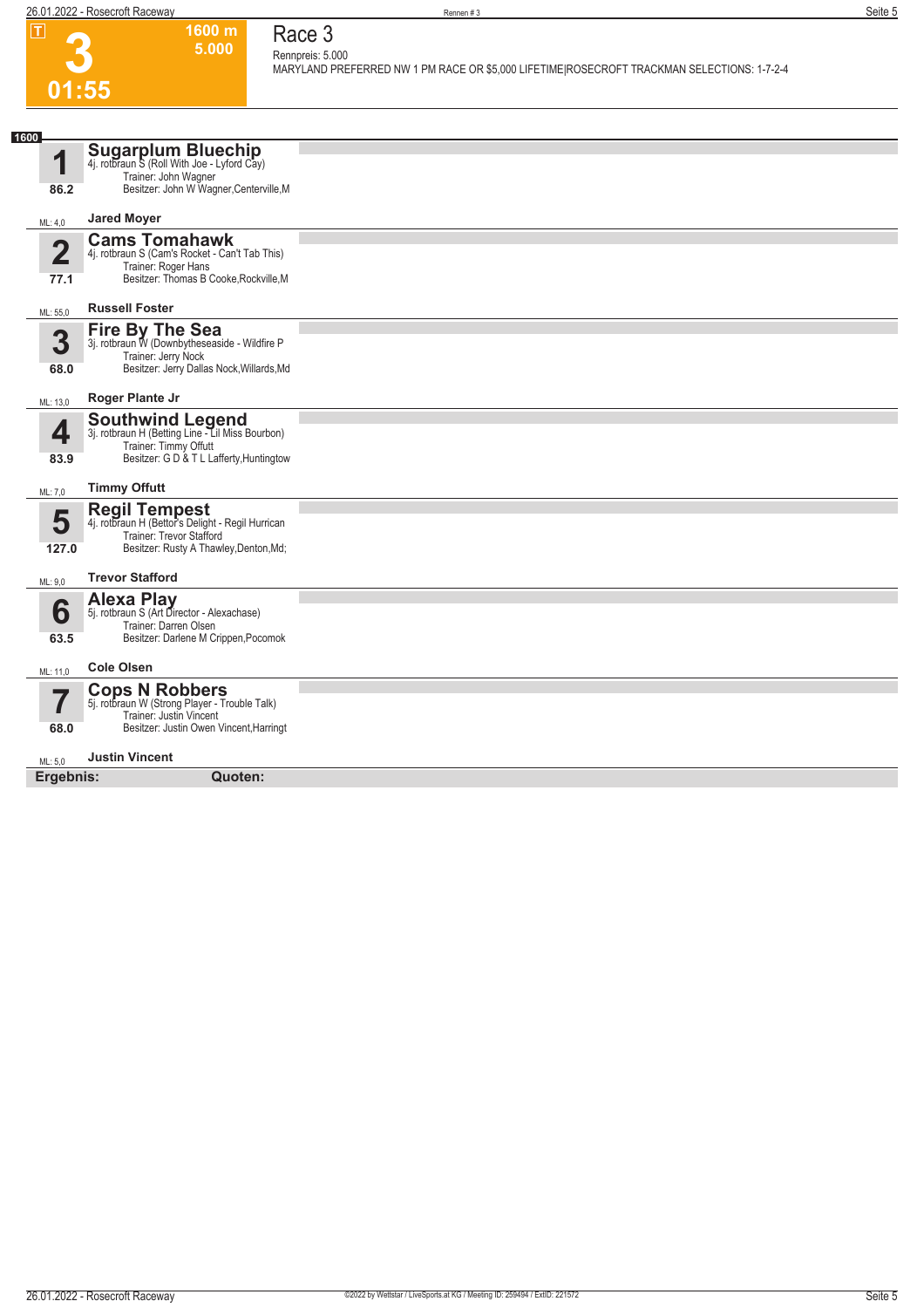# 3

**1600 m**
**5.000**

**01:55**

## Race 3

Rennpreis: 5.000

MARYLAND PREFERRED NW 1 PM RACE OR $5,000 LIFETIME|ROSECROFT TRACKMAN SELECTIONS: 1-7-2-4

**1600**

### 1 Sugarplum Bluechip
4j. rotbraun S (Roll With Joe - Lyford Cay)
Trainer: John Wagner
Besitzer: John W Wagner,Centerville,M
86.2
ML: 4,0 — **Jared Moyer**

### 2 Cams Tomahawk
4j. rotbraun S (Cam's Rocket - Can't Tab This)
Trainer: Roger Hans
Besitzer: Thomas B Cooke,Rockville,M
77.1
ML: 55,0 — **Russell Foster**

### 3 Fire By The Sea
3j. rotbraun W (Downbytheseaside - Wildfire P
Trainer: Jerry Nock
Besitzer: Jerry Dallas Nock,Willards,Md
68.0
ML: 13,0 — **Roger Plante Jr**

### 4 Southwind Legend
3j. rotbraun H (Betting Line - Lil Miss Bourbon)
Trainer: Timmy Offutt
Besitzer: G D & T L Lafferty,Huntingtow
83.9
ML: 7,0 — **Timmy Offutt**

### 5 Regil Tempest
4j. rotbraun H (Bettor's Delight - Regil Hurrican
Trainer: Trevor Stafford
Besitzer: Rusty A Thawley,Denton,Md;
127.0
ML: 9,0 — **Trevor Stafford**

### 6 Alexa Play
5j. rotbraun S (Art Director - Alexachase)
Trainer: Darren Olsen
Besitzer: Darlene M Crippen,Pocomok
63.5
ML: 11,0 — **Cole Olsen**

### 7 Cops N Robbers
5j. rotbraun W (Strong Player - Trouble Talk)
Trainer: Justin Vincent
Besitzer: Justin Owen Vincent,Harringt
68.0
ML: 5,0 — **Justin Vincent**

**Ergebnis:** **Quoten:**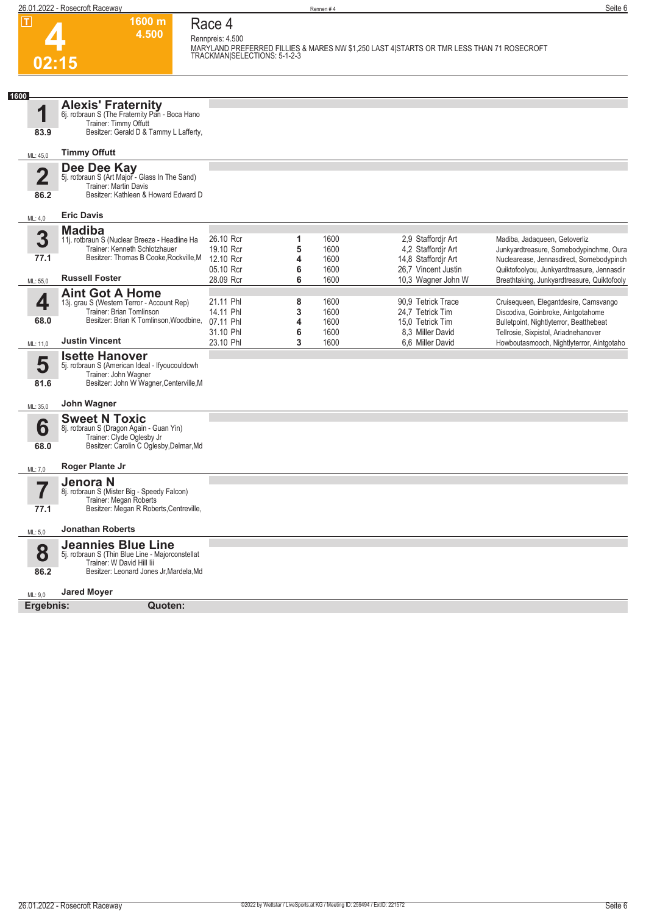# Race 4

**4** — 02:15 — 1600 m — 4.500

Rennpreis: 4.500

MARYLAND PREFERRED FILLIES & MARES NW $1,250 LAST 4|STARTS OR TMR LESS THAN 71 ROSECROFT TRACKMAN|SELECTIONS: 5-1-2-3

**1600**

## 1 Alexis' Fraternity
6j. rotbraun S (The Fraternity Pan - Boca Hano
Trainer: Timmy Offutt
Besitzer: Gerald D & Tammy L Lafferty,
83.9
ML: 45,0
**Timmy Offutt**

## 2 Dee Dee Kay
5j. rotbraun S (Art Major - Glass In The Sand)
Trainer: Martin Davis
Besitzer: Kathleen & Howard Edward D
86.2
ML: 4,0
**Eric Davis**

## 3 Madiba
11j. rotbraun S (Nuclear Breeze - Headline Ha
Trainer: Kenneth Schlotzhauer
Besitzer: Thomas B Cooke,Rockville,M
77.1
ML: 55,0
**Russell Foster**

| Datum | Platz | Distanz | Quote / Fahrer | Einlauf |
|---|---|---|---|---|
| 26.10 Rcr | 1 | 1600 | 2,9 Staffordjr Art | Madiba, Jadaqueen, Getoverliz |
| 19.10 Rcr | 5 | 1600 | 4,2 Staffordjr Art | Junkyardtreasure, Somebodypinchme, Oura |
| 12.10 Rcr | 4 | 1600 | 14,8 Staffordjr Art | Nuclearease, Jennasdirect, Somebodypinch |
| 05.10 Rcr | 6 | 1600 | 26,7 Vincent Justin | Quiktofoolyou, Junkyardtreasure, Jennasdir |
| 28.09 Rcr | 6 | 1600 | 10,3 Wagner John W | Breathtaking, Junkyardtreasure, Quiktofooly |

## 4 Aint Got A Home
13j. grau S (Western Terror - Account Rep)
Trainer: Brian Tomlinson
Besitzer: Brian K Tomlinson,Woodbine,
68.0
ML: 11,0
**Justin Vincent**

| Datum | Platz | Distanz | Quote / Fahrer | Einlauf |
|---|---|---|---|---|
| 21.11 Phl | 8 | 1600 | 90,9 Tetrick Trace | Cruisequeen, Elegantdesire, Camsvango |
| 14.11 Phl | 3 | 1600 | 24,7 Tetrick Tim | Discodiva, Goinbroke, Aintgotahome |
| 07.11 Phl | 4 | 1600 | 15,0 Tetrick Tim | Bulletpoint, Nightlyterror, Beatthebeat |
| 31.10 Phl | 6 | 1600 | 8,3 Miller David | Tellrosie, Sixpistol, Ariadnehanover |
| 23.10 Phl | 3 | 1600 | 6,6 Miller David | Howboutasmooch, Nightlyterror, Aintgotaho |

## 5 Isette Hanover
5j. rotbraun S (American Ideal - Ifyoucouldcwh
Trainer: John Wagner
Besitzer: John W Wagner,Centerville,M
81.6
ML: 35,0
**John Wagner**

## 6 Sweet N Toxic
8j. rotbraun S (Dragon Again - Guan Yin)
Trainer: Clyde Oglesby Jr
Besitzer: Carolin C Oglesby,Delmar,Md
68.0
ML: 7,0
**Roger Plante Jr**

## 7 Jenora N
8j. rotbraun S (Mister Big - Speedy Falcon)
Trainer: Megan Roberts
Besitzer: Megan R Roberts,Centreville,
77.1
ML: 5,0
**Jonathan Roberts**

## 8 Jeannies Blue Line
5j. rotbraun S (Thin Blue Line - Majorconstellat
Trainer: W David Hill Iii
Besitzer: Leonard Jones Jr,Mardela,Md
86.2
ML: 9,0
**Jared Moyer**

**Ergebnis:** **Quoten:**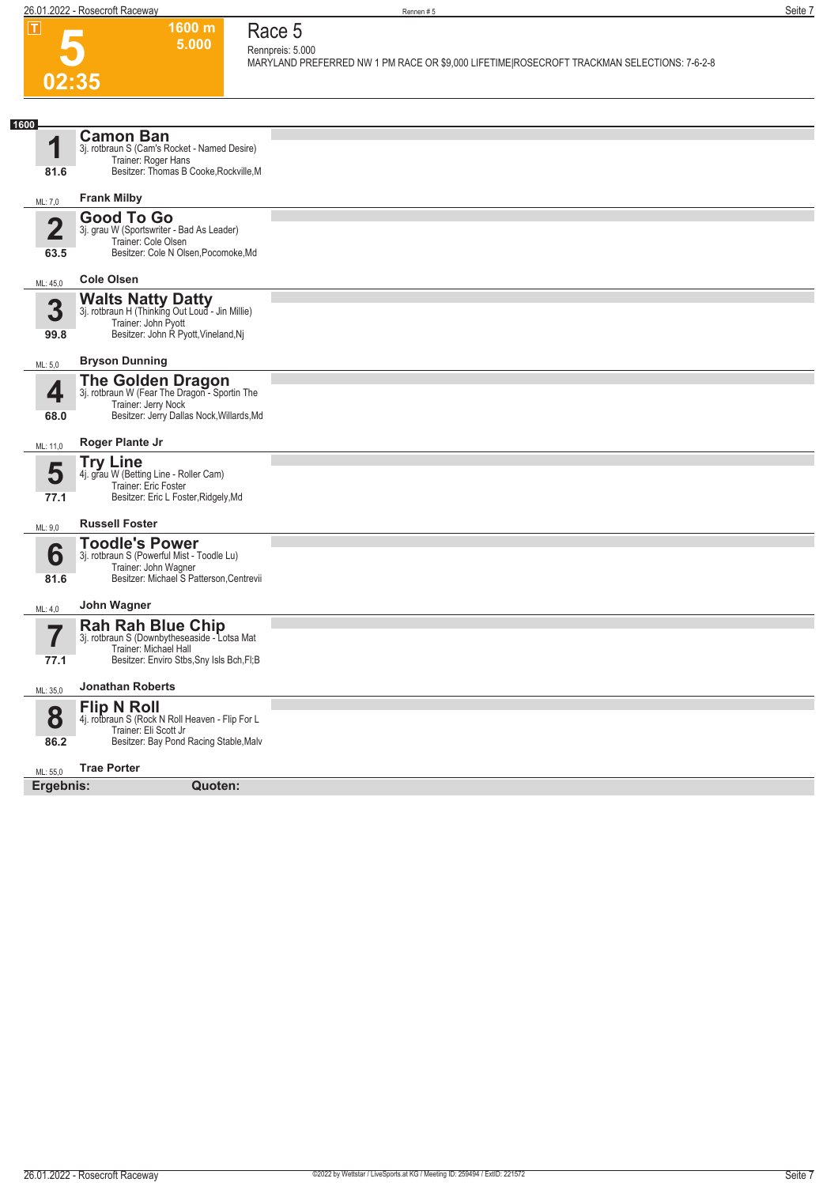**T**

# 5

**1600 m**
**5.000**

**02:35**

## Race 5

Rennpreis: 5.000

MARYLAND PREFERRED NW 1 PM RACE OR $9,000 LIFETIME|ROSECROFT TRACKMAN SELECTIONS: 7-6-2-8

**1600**

### 1 Camon Ban
3j. rotbraun S (Cam's Rocket - Named Desire)
Trainer: Roger Hans
Besitzer: Thomas B Cooke,Rockville,M
81.6
ML: 7,0
**Frank Milby**

### 2 Good To Go
3j. grau W (Sportswriter - Bad As Leader)
Trainer: Cole Olsen
Besitzer: Cole N Olsen,Pocomoke,Md
63.5
ML: 45,0
**Cole Olsen**

### 3 Walts Natty Datty
3j. rotbraun H (Thinking Out Loud - Jin Millie)
Trainer: John Pyott
Besitzer: John R Pyott,Vineland,Nj
99.8
ML: 5,0
**Bryson Dunning**

### 4 The Golden Dragon
3j. rotbraun W (Fear The Dragon - Sportin The
Trainer: Jerry Nock
Besitzer: Jerry Dallas Nock,Willards,Md
68.0
ML: 11,0
**Roger Plante Jr**

### 5 Try Line
4j. grau W (Betting Line - Roller Cam)
Trainer: Eric Foster
Besitzer: Eric L Foster,Ridgely,Md
77.1
ML: 9,0
**Russell Foster**

### 6 Toodle's Power
3j. rotbraun S (Powerful Mist - Toodle Lu)
Trainer: John Wagner
Besitzer: Michael S Patterson,Centrevii
81.6
ML: 4,0
**John Wagner**

### 7 Rah Rah Blue Chip
3j. rotbraun S (Downbytheseaside - Lotsa Mat
Trainer: Michael Hall
Besitzer: Enviro Stbs,Sny Isls Bch,Fl;B
77.1
ML: 35,0
**Jonathan Roberts**

### 8 Flip N Roll
4j. rotbraun S (Rock N Roll Heaven - Flip For L
Trainer: Eli Scott Jr
Besitzer: Bay Pond Racing Stable,Malv
86.2
ML: 55,0
**Trae Porter**

**Ergebnis:** **Quoten:**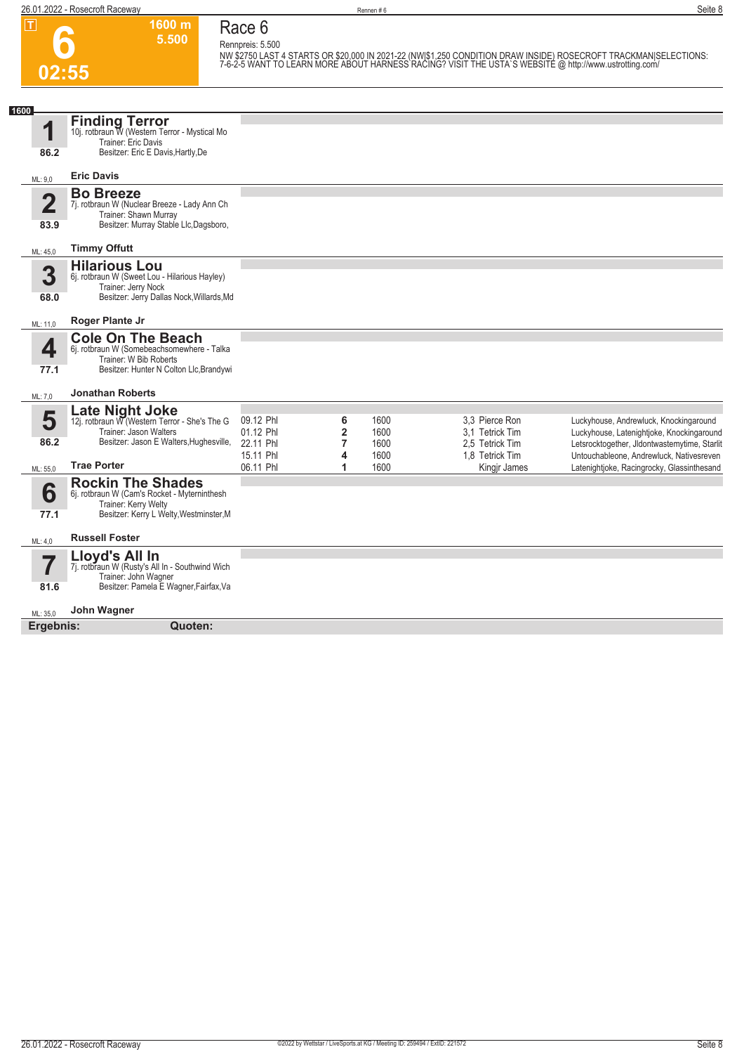**6**

**02:55**

**1600 m**
**5.500**

# Race 6

Rennpreis: 5.500

NW $2750 LAST 4 STARTS OR $20,000 IN 2021-22 (NW|$1,250 CONDITION DRAW INSIDE) ROSECROFT TRACKMAN|SELECTIONS: 7-6-2-5 WANT TO LEARN MORE ABOUT HARNESS RACING? VISIT THE USTA`S WEBSITE @ http://www.ustrotting.com/

**1600**

## 1 Finding Terror
10j. rotbraun W (Western Terror - Mystical Mo
Trainer: Eric Davis
Besitzer: Eric E Davis,Hartly,De
86.2
ML: 9,0
**Eric Davis**

## 2 Bo Breeze
7j. rotbraun W (Nuclear Breeze - Lady Ann Ch
Trainer: Shawn Murray
Besitzer: Murray Stable Llc,Dagsboro,
83.9
ML: 45,0
**Timmy Offutt**

## 3 Hilarious Lou
6j. rotbraun W (Sweet Lou - Hilarious Hayley)
Trainer: Jerry Nock
Besitzer: Jerry Dallas Nock,Willards,Md
68.0
ML: 11,0
**Roger Plante Jr**

## 4 Cole On The Beach
6j. rotbraun W (Somebeachsomewhere - Talka
Trainer: W Bib Roberts
Besitzer: Hunter N Colton Llc,Brandywi
77.1
ML: 7,0
**Jonathan Roberts**

## 5 Late Night Joke
12j. rotbraun W (Western Terror - She's The G
Trainer: Jason Walters
Besitzer: Jason E Walters,Hughesville,
86.2
ML: 55,0
**Trae Porter**

| Datum | Platz | Distanz | Fahrer | Einlauf |
|---|---|---|---|---|
| 09.12 Phl | 6 | 1600 | 3,3 Pierce Ron | Luckyhouse, Andrewluck, Knockingaround |
| 01.12 Phl | 2 | 1600 | 3,1 Tetrick Tim | Luckyhouse, Latenightjoke, Knockingaround |
| 22.11 Phl | 7 | 1600 | 2,5 Tetrick Tim | Letsrocktogether, Jldontwastemytime, Starlit |
| 15.11 Phl | 4 | 1600 | 1,8 Tetrick Tim | Untouchableone, Andrewluck, Nativesreven |
| 06.11 Phl | 1 | 1600 | Kingjr James | Latenightjoke, Racingrocky, Glassinthesand |

## 6 Rockin The Shades
6j. rotbraun W (Cam's Rocket - Myterninthesh
Trainer: Kerry Welty
Besitzer: Kerry L Welty,Westminster,M
77.1
ML: 4,0
**Russell Foster**

## 7 Lloyd's All In
7j. rotbraun W (Rusty's All In - Southwind Wich
Trainer: John Wagner
Besitzer: Pamela E Wagner,Fairfax,Va
81.6
ML: 35,0
**John Wagner**

**Ergebnis:** **Quoten:**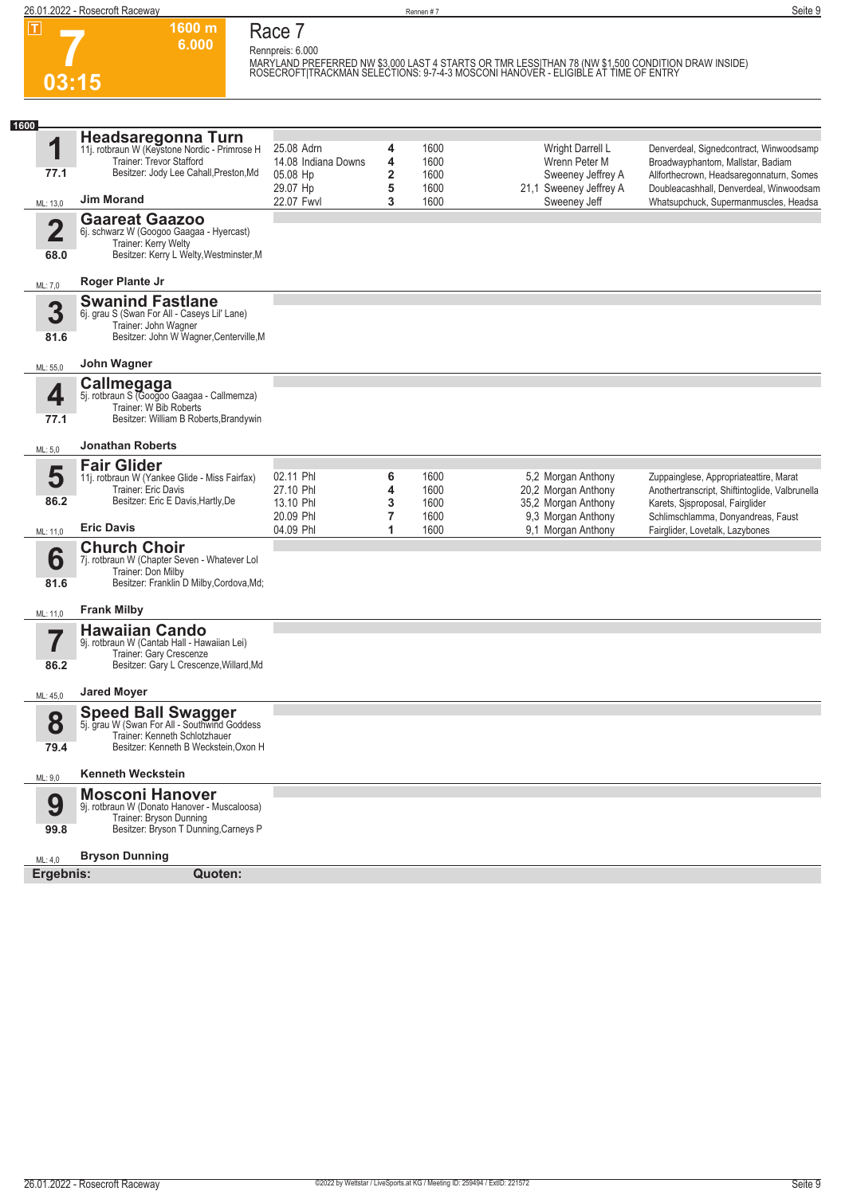# 7

**1600 m**
**6.000**

**03:15**

## Race 7

Rennpreis: 6.000

MARYLAND PREFERRED NW $3,000 LAST 4 STARTS OR TMR LESS|THAN 78 (NW $1,500 CONDITION DRAW INSIDE)
ROSECROFT|TRACKMAN SELECTIONS: 9-7-4-3 MOSCONI HANOVER - ELIGIBLE AT TIME OF ENTRY

**1600**

### 1 Headsaregonna Turn

11j. rotbraun W (Keystone Nordic - Primrose H
Trainer: Trevor Stafford
Besitzer: Jody Lee Cahall,Preston,Md
77.1
ML: 13,0
**Jim Morand**

| Datum | Bahn | Platz | Distanz | Quote | Fahrer | Einlauf |
|---|---|---|---|---|---|---|
| 25.08 | Adrn | 4 | 1600 | | Wright Darrell L | Denverdeal, Signedcontract, Winwoodsamp |
| 14.08 | Indiana Downs | 4 | 1600 | | Wrenn Peter M | Broadwayphantom, Mallstar, Badiam |
| 05.08 | Hp | 2 | 1600 | | Sweeney Jeffrey A | Allforthecrown, Headsaregonnaturn, Somes |
| 29.07 | Hp | 5 | 1600 | 21,1 | Sweeney Jeffrey A | Doubleacashhall, Denverdeal, Winwoodsam |
| 22.07 | Fwvl | 3 | 1600 | | Sweeney Jeff | Whatsupchuck, Supermanmuscles, Headsa |

### 2 Gaareat Gaazoo

6j. schwarz W (Googoo Gaagaa - Hyercast)
Trainer: Kerry Welty
Besitzer: Kerry L Welty,Westminster,M
68.0
ML: 7,0
**Roger Plante Jr**

### 3 Swanind Fastlane

6j. grau S (Swan For All - Caseys Lil' Lane)
Trainer: John Wagner
Besitzer: John W Wagner,Centerville,M
81.6
ML: 55,0
**John Wagner**

### 4 Callmegaga

5j. rotbraun S (Googoo Gaagaa - Callmemza)
Trainer: W Bib Roberts
Besitzer: William B Roberts,Brandywin
77.1
ML: 5,0
**Jonathan Roberts**

### 5 Fair Glider

11j. rotbraun W (Yankee Glide - Miss Fairfax)
Trainer: Eric Davis
Besitzer: Eric E Davis,Hartly,De
86.2
ML: 11,0
**Eric Davis**

| Datum | Bahn | Platz | Distanz | Quote | Fahrer | Einlauf |
|---|---|---|---|---|---|---|
| 02.11 | Phl | 6 | 1600 | 5,2 | Morgan Anthony | Zuppainglese, Appropriateattire, Marat |
| 27.10 | Phl | 4 | 1600 | 20,2 | Morgan Anthony | Anothertranscript, Shiftintoglide, Valbrunella |
| 13.10 | Phl | 3 | 1600 | 35,2 | Morgan Anthony | Karets, Sjsproposal, Fairglider |
| 20.09 | Phl | 7 | 1600 | 9,3 | Morgan Anthony | Schlimschlamma, Donyandreas, Faust |
| 04.09 | Phl | 1 | 1600 | 9,1 | Morgan Anthony | Fairglider, Lovetalk, Lazybones |

### 6 Church Choir

7j. rotbraun W (Chapter Seven - Whatever Lol
Trainer: Don Milby
Besitzer: Franklin D Milby,Cordova,Md;
81.6
ML: 11,0
**Frank Milby**

### 7 Hawaiian Cando

9j. rotbraun W (Cantab Hall - Hawaiian Lei)
Trainer: Gary Crescenze
Besitzer: Gary L Crescenze,Willard,Md
86.2
ML: 45,0
**Jared Moyer**

### 8 Speed Ball Swagger

5j. grau W (Swan For All - Southwind Goddess
Trainer: Kenneth Schlotzhauer
Besitzer: Kenneth B Weckstein,Oxon H
79.4
ML: 9,0
**Kenneth Weckstein**

### 9 Mosconi Hanover

9j. rotbraun W (Donato Hanover - Muscaloosa)
Trainer: Bryson Dunning
Besitzer: Bryson T Dunning,Carneys P
99.8
ML: 4,0
**Bryson Dunning**

**Ergebnis:** **Quoten:**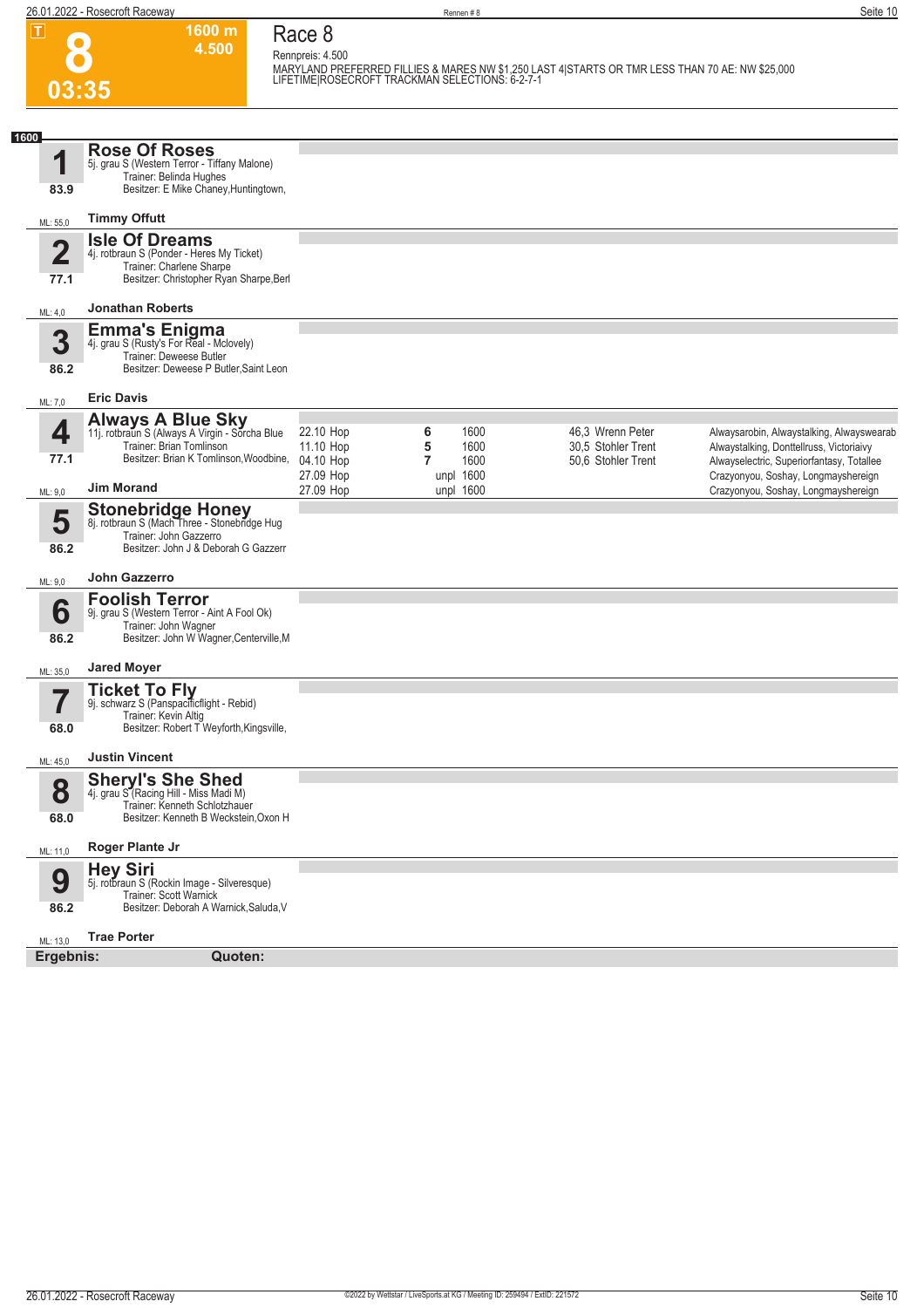# Race 8

**8** | 1600 m | 4.500 | 03:35

Rennpreis: 4.500

MARYLAND PREFERRED FILLIES & MARES NW $1,250 LAST 4|STARTS OR TMR LESS THAN 70 AE: NW $25,000 LIFETIME|ROSECROFT TRACKMAN SELECTIONS: 6-2-7-1

**1600**

## 1 Rose Of Roses
5j. grau S (Western Terror - Tiffany Malone)
Trainer: Belinda Hughes
Besitzer: E Mike Chaney,Huntingtown,
83.9
ML: 55,0 — **Timmy Offutt**

## 2 Isle Of Dreams
4j. rotbraun S (Ponder - Heres My Ticket)
Trainer: Charlene Sharpe
Besitzer: Christopher Ryan Sharpe,Berl
77.1
ML: 4,0 — **Jonathan Roberts**

## 3 Emma's Enigma
4j. grau S (Rusty's For Real - Mclovely)
Trainer: Deweese Butler
Besitzer: Deweese P Butler,Saint Leon
86.2
ML: 7,0 — **Eric Davis**

## 4 Always A Blue Sky
11j. rotbraun S (Always A Virgin - Sorcha Blue
Trainer: Brian Tomlinson
Besitzer: Brian K Tomlinson,Woodbine,
77.1
ML: 9,0 — **Jim Morand**

| Datum | Platz | Distanz | Quote / Fahrer | Einlauf |
|---|---|---|---|---|
| 22.10 Hop | 6 | 1600 | 46,3 Wrenn Peter | Alwaysarobin, Alwaystalking, Alwayswearab |
| 11.10 Hop | 5 | 1600 | 30,5 Stohler Trent | Alwaystalking, Donttellruss, Victoriaivy |
| 04.10 Hop | 7 | 1600 | 50,6 Stohler Trent | Alwayselectric, Superiorfantasy, Totallee |
| 27.09 Hop | unpl | 1600 | | Crazyonyou, Soshay, Longmayshereign |
| 27.09 Hop | unpl | 1600 | | Crazyonyou, Soshay, Longmayshereign |

## 5 Stonebridge Honey
8j. rotbraun S (Mach Three - Stonebridge Hug
Trainer: John Gazzerro
Besitzer: John J & Deborah G Gazzerr
86.2
ML: 9,0 — **John Gazzerro**

## 6 Foolish Terror
9j. grau S (Western Terror - Aint A Fool Ok)
Trainer: John Wagner
Besitzer: John W Wagner,Centerville,M
86.2
ML: 35,0 — **Jared Moyer**

## 7 Ticket To Fly
9j. schwarz S (Panspacificflight - Rebid)
Trainer: Kevin Altig
Besitzer: Robert T Weyforth,Kingsville,
68.0
ML: 45,0 — **Justin Vincent**

## 8 Sheryl's She Shed
4j. grau S (Racing Hill - Miss Madi M)
Trainer: Kenneth Schlotzhauer
Besitzer: Kenneth B Weckstein,Oxon H
68.0
ML: 11,0 — **Roger Plante Jr**

## 9 Hey Siri
5j. rotbraun S (Rockin Image - Silveresque)
Trainer: Scott Warnick
Besitzer: Deborah A Warnick,Saluda,V
86.2
ML: 13,0 — **Trae Porter**

**Ergebnis:** **Quoten:**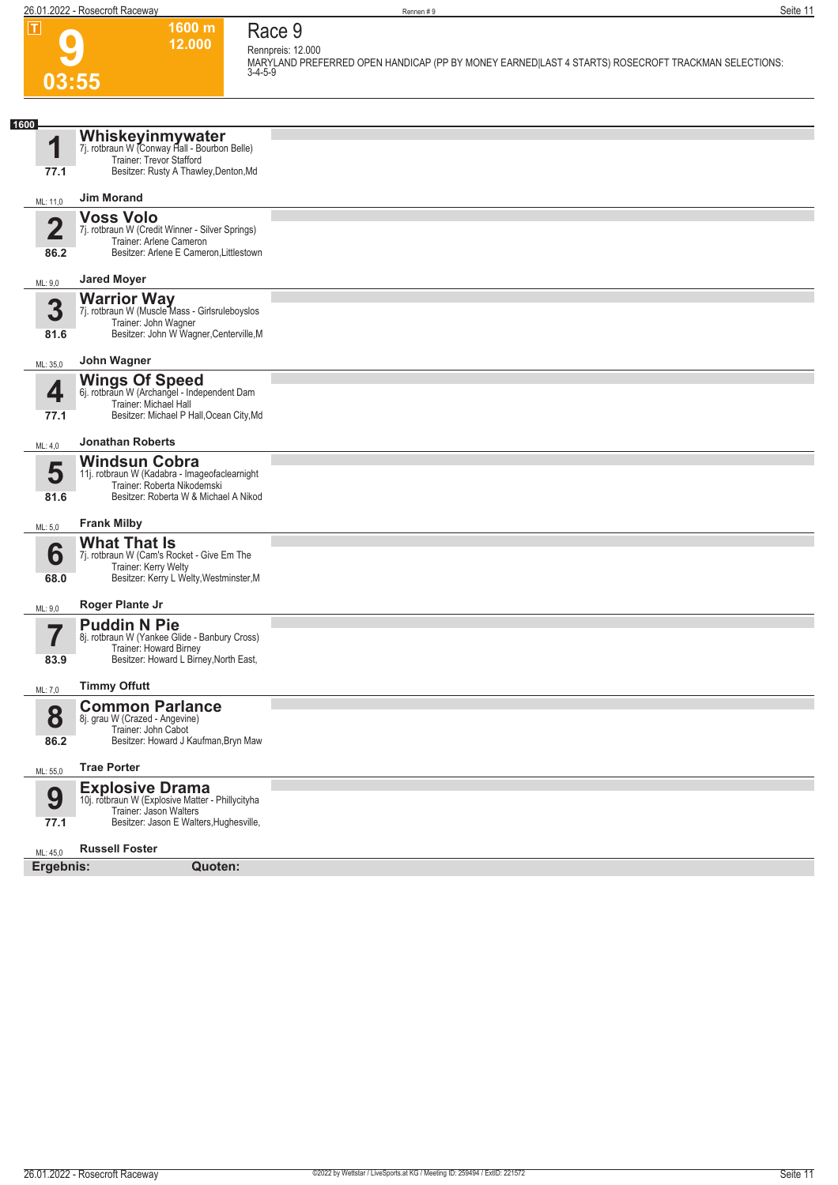# 9

**1600 m**
**12.000**

**03:55**

## Race 9

Rennpreis: 12.000

MARYLAND PREFERRED OPEN HANDICAP (PP BY MONEY EARNED|LAST 4 STARTS) ROSECROFT TRACKMAN SELECTIONS: 3-4-5-9

**1600**

### 1 Whiskeyinmywater
7j. rotbraun W (Conway Hall - Bourbon Belle)
Trainer: Trevor Stafford
Besitzer: Rusty A Thawley,Denton,Md
77.1
ML: 11,0
**Jim Morand**

### 2 Voss Volo
7j. rotbraun W (Credit Winner - Silver Springs)
Trainer: Arlene Cameron
Besitzer: Arlene E Cameron,Littlestown
86.2
ML: 9,0
**Jared Moyer**

### 3 Warrior Way
7j. rotbraun W (Muscle Mass - Girlsruleboyslos
Trainer: John Wagner
Besitzer: John W Wagner,Centerville,M
81.6
ML: 35,0
**John Wagner**

### 4 Wings Of Speed
6j. rotbraun W (Archangel - Independent Dam
Trainer: Michael Hall
Besitzer: Michael P Hall,Ocean City,Md
77.1
ML: 4,0
**Jonathan Roberts**

### 5 Windsun Cobra
11j. rotbraun W (Kadabra - Imageofaclearnight
Trainer: Roberta Nikodemski
Besitzer: Roberta W & Michael A Nikod
81.6
ML: 5,0
**Frank Milby**

### 6 What That Is
7j. rotbraun W (Cam's Rocket - Give Em The
Trainer: Kerry Welty
Besitzer: Kerry L Welty,Westminster,M
68.0
ML: 9,0
**Roger Plante Jr**

### 7 Puddin N Pie
8j. rotbraun W (Yankee Glide - Banbury Cross)
Trainer: Howard Birney
Besitzer: Howard L Birney,North East,
83.9
ML: 7,0
**Timmy Offutt**

### 8 Common Parlance
8j. grau W (Crazed - Angevine)
Trainer: John Cabot
Besitzer: Howard J Kaufman,Bryn Maw
86.2
ML: 55,0
**Trae Porter**

### 9 Explosive Drama
10j. rotbraun W (Explosive Matter - Phillycityha
Trainer: Jason Walters
Besitzer: Jason E Walters,Hughesville,
77.1
ML: 45,0
**Russell Foster**

**Ergebnis:** **Quoten:**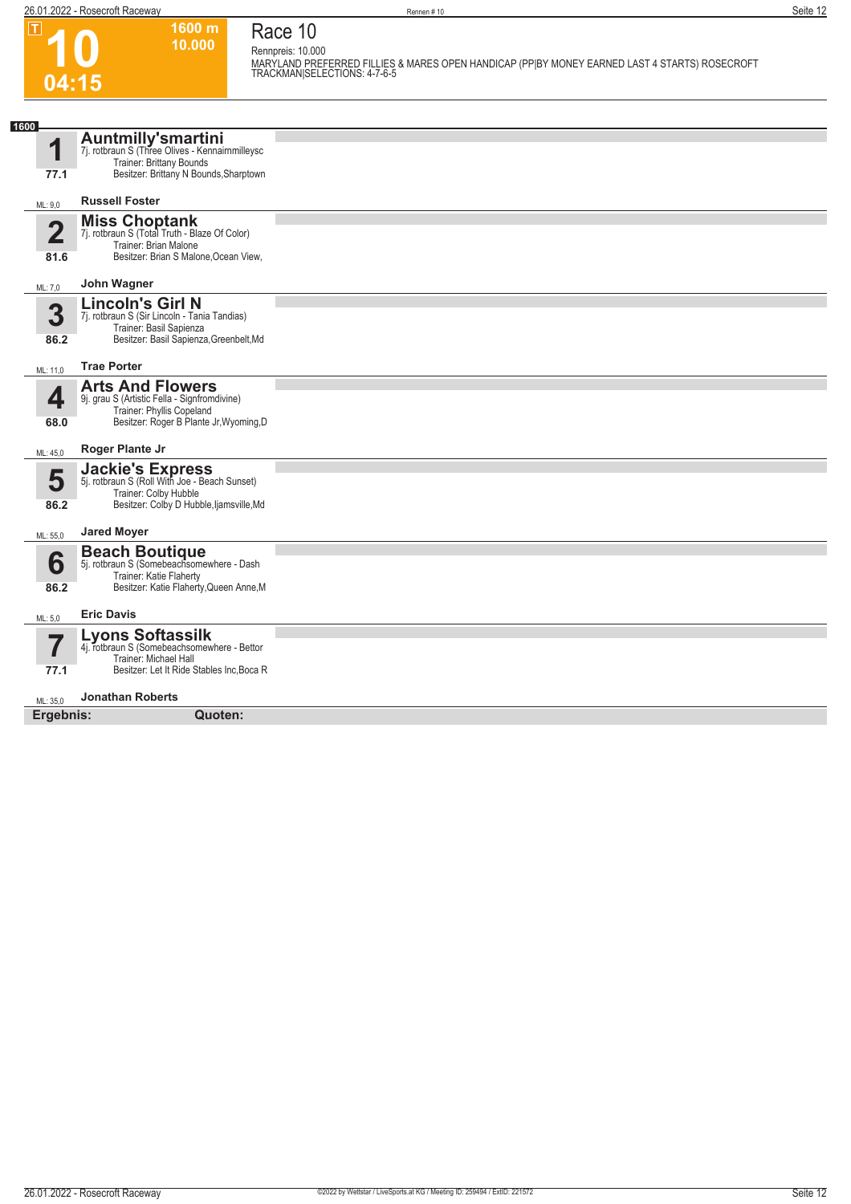# Race 10

**10** — 04:15 — 1600 m — 10.000

Rennpreis: 10.000

MARYLAND PREFERRED FILLIES & MARES OPEN HANDICAP (PP|BY MONEY EARNED LAST 4 STARTS) ROSECROFT TRACKMAN|SELECTIONS: 4-7-6-5

**1600**

## 1 Auntmilly'smartini
7j. rotbraun S (Three Olives - Kennairnmilleysc
Trainer: Brittany Bounds
Besitzer: Brittany N Bounds,Sharptown

77.1

ML: 9,0 — **Russell Foster**

## 2 Miss Choptank
7j. rotbraun S (Total Truth - Blaze Of Color)
Trainer: Brian Malone
Besitzer: Brian S Malone,Ocean View,

81.6

ML: 7,0 — **John Wagner**

## 3 Lincoln's Girl N
7j. rotbraun S (Sir Lincoln - Tania Tandias)
Trainer: Basil Sapienza
Besitzer: Basil Sapienza,Greenbelt,Md

86.2

ML: 11,0 — **Trae Porter**

## 4 Arts And Flowers
9j. grau S (Artistic Fella - Signfromdivine)
Trainer: Phyllis Copeland
Besitzer: Roger B Plante Jr,Wyoming,D

68.0

ML: 45,0 — **Roger Plante Jr**

## 5 Jackie's Express
5j. rotbraun S (Roll With Joe - Beach Sunset)
Trainer: Colby Hubble
Besitzer: Colby D Hubble,Ijamsville,Md

86.2

ML: 55,0 — **Jared Moyer**

## 6 Beach Boutique
5j. rotbraun S (Somebeachsomewhere - Dash
Trainer: Katie Flaherty
Besitzer: Katie Flaherty,Queen Anne,M

86.2

ML: 5,0 — **Eric Davis**

## 7 Lyons Softassilk
4j. rotbraun S (Somebeachsomewhere - Bettor
Trainer: Michael Hall
Besitzer: Let It Ride Stables Inc,Boca R

77.1

ML: 35,0 — **Jonathan Roberts**

**Ergebnis:** **Quoten:**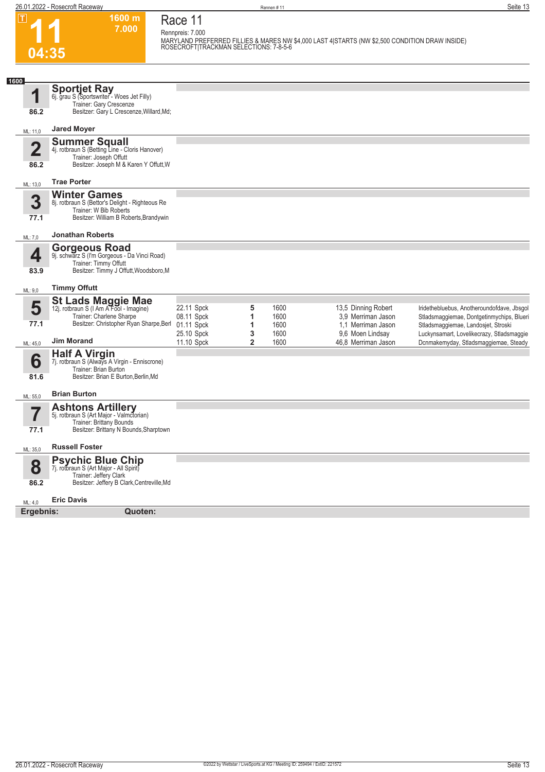**T** **11** **04:35** **1600 m** **7.000**

# Race 11

Rennpreis: 7.000

MARYLAND PREFERRED FILLIES & MARES NW $4,000 LAST 4|STARTS (NW $2,500 CONDITION DRAW INSIDE)
ROSECROFT|TRACKMAN SELECTIONS: 7-8-5-6

**1600**

## 1 Sportjet Ray
6j. grau S (Sportswriter - Woes Jet Filly)
Trainer: Gary Crescenze
Besitzer: Gary L Crescenze,Willard,Md;
86.2
ML: 11,0 **Jared Moyer**

## 2 Summer Squall
4j. rotbraun S (Betting Line - Cloris Hanover)
Trainer: Joseph Offutt
Besitzer: Joseph M & Karen Y Offutt,W
86.2
ML: 13,0 **Trae Porter**

## 3 Winter Games
8j. rotbraun S (Bettor's Delight - Righteous Re
Trainer: W Bib Roberts
Besitzer: William B Roberts,Brandywin
77.1
ML: 7,0 **Jonathan Roberts**

## 4 Gorgeous Road
9j. schwarz S (I'm Gorgeous - Da Vinci Road)
Trainer: Timmy Offutt
Besitzer: Timmy J Offutt,Woodsboro,M
83.9
ML: 9,0 **Timmy Offutt**

## 5 St Lads Maggie Mae
12j. rotbraun S (I Am A Fool - Imagine)
Trainer: Charlene Sharpe
Besitzer: Christopher Ryan Sharpe,Berl
77.1
ML: 45,0 **Jim Morand**

| Datum | Bahn | Platz | Distanz | Quote | Fahrer | Einlauf |
|---|---|---|---|---|---|---|
| 22.11 | Spck | 5 | 1600 | 13,5 | Dinning Robert | Iridethebluebus, Anotheroundofdave, Jbsgol |
| 08.11 | Spck | 1 | 1600 | 3,9 | Merriman Jason | Stladsmaggiemae, Dontgetinmychips, Blueri |
| 01.11 | Spck | 1 | 1600 | 1,1 | Merriman Jason | Stladsmaggiemae, Landosjet, Stroski |
| 25.10 | Spck | 3 | 1600 | 9,6 | Moen Lindsay | Luckynsamart, Lovelikecrazy, Stladsmaggie |
| 11.10 | Spck | 2 | 1600 | 46,8 | Merriman Jason | Dcnmakemyday, Stladsmaggiemae, Steady |

## 6 Half A Virgin
7j. rotbraun S (Always A Virgin - Enniscrone)
Trainer: Brian Burton
Besitzer: Brian E Burton,Berlin,Md
81.6
ML: 55,0 **Brian Burton**

## 7 Ashtons Artillery
5j. rotbraun S (Art Major - Valmctorian)
Trainer: Brittany Bounds
Besitzer: Brittany N Bounds,Sharptown
77.1
ML: 35,0 **Russell Foster**

## 8 Psychic Blue Chip
7j. rotbraun S (Art Major - All Spirit)
Trainer: Jeffery Clark
Besitzer: Jeffery B Clark,Centreville,Md
86.2
ML: 4,0 **Eric Davis**

**Ergebnis:** **Quoten:**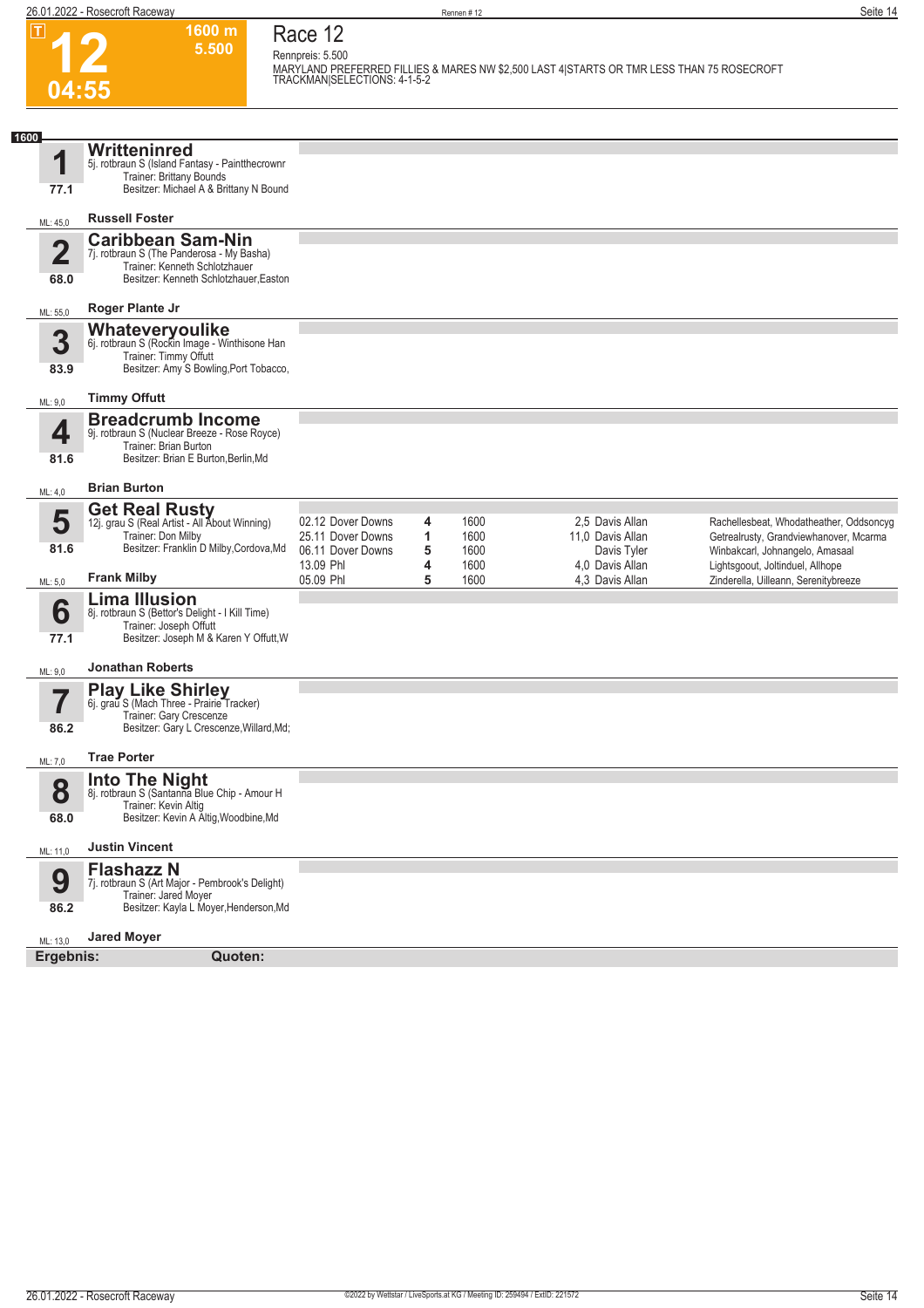# 12

**1600 m**
**5.500**

**04:55**

## Race 12

Rennpreis: 5.500

MARYLAND PREFERRED FILLIES & MARES NW $2,500 LAST 4|STARTS OR TMR LESS THAN 75 ROSECROFT TRACKMAN|SELECTIONS: 4-1-5-2

**1600**

### 1 Writteninred
5j. rotbraun S (Island Fantasy - Paintthecrownr
Trainer: Brittany Bounds
Besitzer: Michael A & Brittany N Bound
77.1
ML: 45,0 — **Russell Foster**

### 2 Caribbean Sam-Nin
7j. rotbraun S (The Panderosa - My Basha)
Trainer: Kenneth Schlotzhauer
Besitzer: Kenneth Schlotzhauer,Easton
68.0
ML: 55,0 — **Roger Plante Jr**

### 3 Whateveryoulike
6j. rotbraun S (Rockin Image - Winthisone Han
Trainer: Timmy Offutt
Besitzer: Amy S Bowling,Port Tobacco,
83.9
ML: 9,0 — **Timmy Offutt**

### 4 Breadcrumb Income
9j. rotbraun S (Nuclear Breeze - Rose Royce)
Trainer: Brian Burton
Besitzer: Brian E Burton,Berlin,Md
81.6
ML: 4,0 — **Brian Burton**

### 5 Get Real Rusty
12j. grau S (Real Artist - All About Winning)
Trainer: Don Milby
Besitzer: Franklin D Milby,Cordova,Md
81.6
ML: 5,0 — **Frank Milby**

| | | | | | |
|---|---|---|---|---|---|
| 02.12 | Dover Downs | 4 | 1600 | 2,5 Davis Allan | Rachellesbeat, Whodatheather, Oddsoncyg |
| 25.11 | Dover Downs | 1 | 1600 | 11,0 Davis Allan | Getrealrusty, Grandviewhanover, Mcarma |
| 06.11 | Dover Downs | 5 | 1600 | Davis Tyler | Winbakcarl, Johnangelo, Amasaal |
| 13.09 | Phl | 4 | 1600 | 4,0 Davis Allan | Lightsgoout, Joltinduel, Allhope |
| 05.09 | Phl | 5 | 1600 | 4,3 Davis Allan | Zinderella, Uilleann, Serenitybreeze |

### 6 Lima Illusion
8j. rotbraun S (Bettor's Delight - I Kill Time)
Trainer: Joseph Offutt
Besitzer: Joseph M & Karen Y Offutt,W
77.1
ML: 9,0 — **Jonathan Roberts**

### 7 Play Like Shirley
6j. grau S (Mach Three - Prairie Tracker)
Trainer: Gary Crescenze
Besitzer: Gary L Crescenze,Willard,Md;
86.2
ML: 7,0 — **Trae Porter**

### 8 Into The Night
8j. rotbraun S (Santanna Blue Chip - Amour H
Trainer: Kevin Altig
Besitzer: Kevin A Altig,Woodbine,Md
68.0
ML: 11,0 — **Justin Vincent**

### 9 Flashazz N
7j. rotbraun S (Art Major - Pembrook's Delight)
Trainer: Jared Moyer
Besitzer: Kayla L Moyer,Henderson,Md
86.2
ML: 13,0 — **Jared Moyer**

**Ergebnis:** **Quoten:**